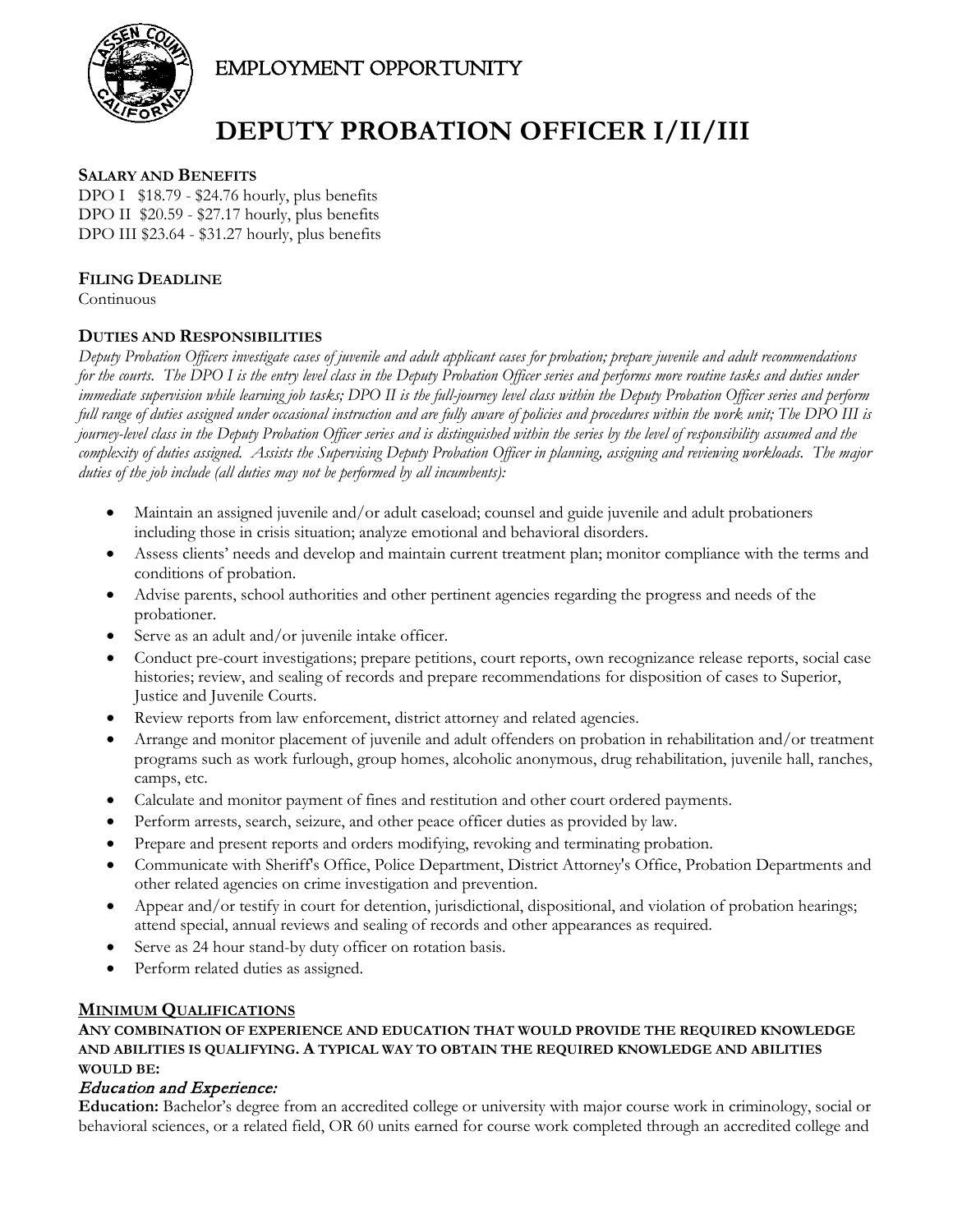EMPLOYMENT OPPORTUNITY

# DEPUTY PROBATION OFFICER I/II/III

**SALARY AND BENEFITS**

DPO I $18.79 - $24.76 hourly, plus benefits
DPO II $20.59 - $27.17 hourly, plus benefits
DPO III $23.64 - $31.27 hourly, plus benefits

**FILING DEADLINE**

Continuous

**DUTIES AND RESPONSIBILITIES**

*Deputy Probation Officers investigate cases of juvenile and adult applicant cases for probation; prepare juvenile and adult recommendations for the courts. The DPO I is the entry level class in the Deputy Probation Officer series and performs more routine tasks and duties under immediate supervision while learning job tasks; DPO II is the full-journey level class within the Deputy Probation Officer series and perform full range of duties assigned under occasional instruction and are fully aware of policies and procedures within the work unit; The DPO III is journey-level class in the Deputy Probation Officer series and is distinguished within the series by the level of responsibility assumed and the complexity of duties assigned. Assists the Supervising Deputy Probation Officer in planning, assigning and reviewing workloads. The major duties of the job include (all duties may not be performed by all incumbents):*

- Maintain an assigned juvenile and/or adult caseload; counsel and guide juvenile and adult probationers including those in crisis situation; analyze emotional and behavioral disorders.
- Assess clients' needs and develop and maintain current treatment plan; monitor compliance with the terms and conditions of probation.
- Advise parents, school authorities and other pertinent agencies regarding the progress and needs of the probationer.
- Serve as an adult and/or juvenile intake officer.
- Conduct pre-court investigations; prepare petitions, court reports, own recognizance release reports, social case histories; review, and sealing of records and prepare recommendations for disposition of cases to Superior, Justice and Juvenile Courts.
- Review reports from law enforcement, district attorney and related agencies.
- Arrange and monitor placement of juvenile and adult offenders on probation in rehabilitation and/or treatment programs such as work furlough, group homes, alcoholic anonymous, drug rehabilitation, juvenile hall, ranches, camps, etc.
- Calculate and monitor payment of fines and restitution and other court ordered payments.
- Perform arrests, search, seizure, and other peace officer duties as provided by law.
- Prepare and present reports and orders modifying, revoking and terminating probation.
- Communicate with Sheriff's Office, Police Department, District Attorney's Office, Probation Departments and other related agencies on crime investigation and prevention.
- Appear and/or testify in court for detention, jurisdictional, dispositional, and violation of probation hearings; attend special, annual reviews and sealing of records and other appearances as required.
- Serve as 24 hour stand-by duty officer on rotation basis.
- Perform related duties as assigned.

**MINIMUM QUALIFICATIONS**

**ANY COMBINATION OF EXPERIENCE AND EDUCATION THAT WOULD PROVIDE THE REQUIRED KNOWLEDGE AND ABILITIES IS QUALIFYING. A TYPICAL WAY TO OBTAIN THE REQUIRED KNOWLEDGE AND ABILITIES WOULD BE:**

***Education and Experience:***

**Education:** Bachelor's degree from an accredited college or university with major course work in criminology, social or behavioral sciences, or a related field, OR 60 units earned for course work completed through an accredited college and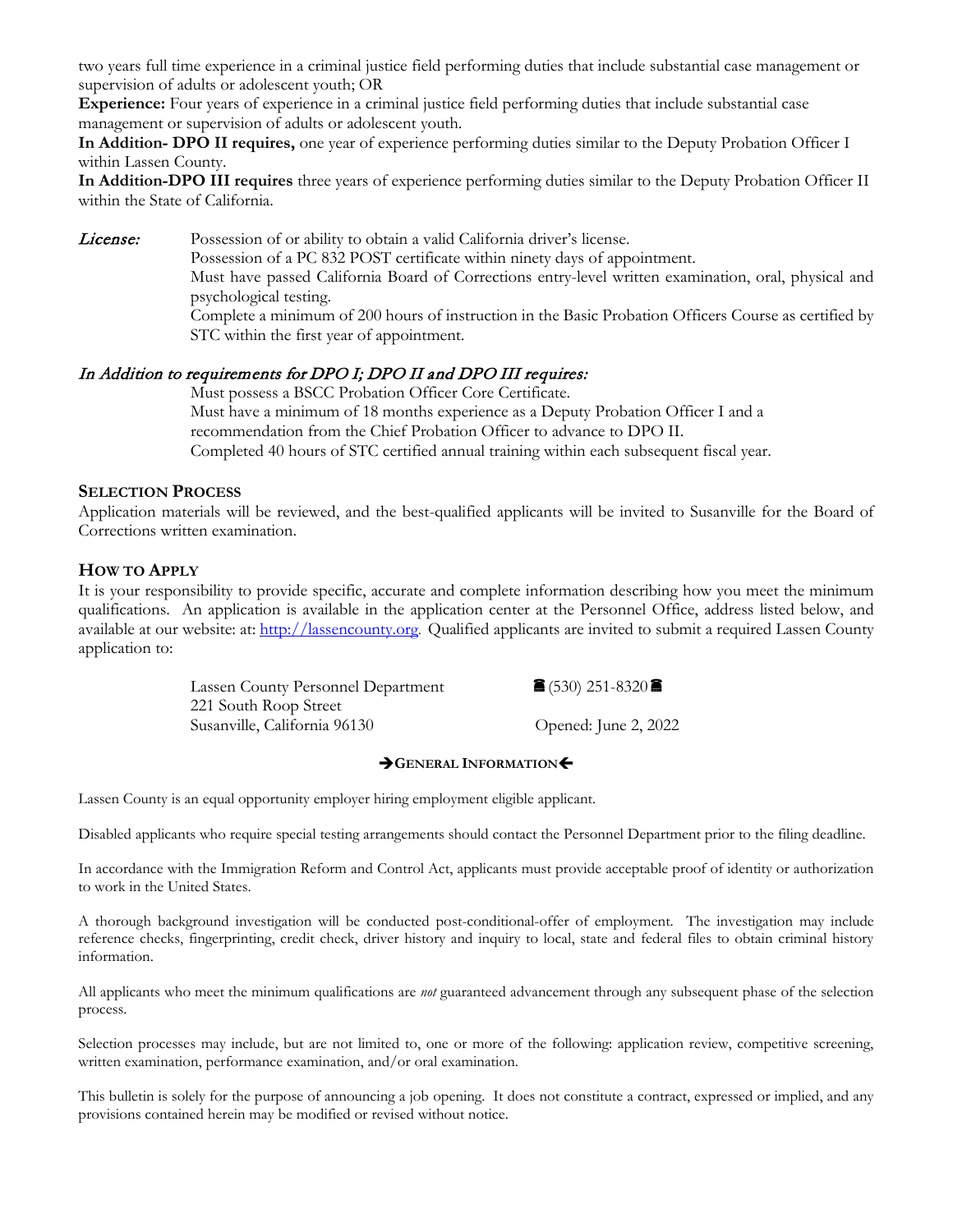two years full time experience in a criminal justice field performing duties that include substantial case management or supervision of adults or adolescent youth; OR

**Experience:** Four years of experience in a criminal justice field performing duties that include substantial case management or supervision of adults or adolescent youth.

**In Addition- DPO II requires,** one year of experience performing duties similar to the Deputy Probation Officer I within Lassen County.

**In Addition-DPO III requires** three years of experience performing duties similar to the Deputy Probation Officer II within the State of California.

*License:* Possession of or ability to obtain a valid California driver's license.
Possession of a PC 832 POST certificate within ninety days of appointment.
Must have passed California Board of Corrections entry-level written examination, oral, physical and psychological testing.
Complete a minimum of 200 hours of instruction in the Basic Probation Officers Course as certified by STC within the first year of appointment.

*In Addition to requirements for DPO I; DPO II and DPO III requires:*

Must possess a BSCC Probation Officer Core Certificate.
Must have a minimum of 18 months experience as a Deputy Probation Officer I and a recommendation from the Chief Probation Officer to advance to DPO II.
Completed 40 hours of STC certified annual training within each subsequent fiscal year.

## SELECTION PROCESS

Application materials will be reviewed, and the best-qualified applicants will be invited to Susanville for the Board of Corrections written examination.

## HOW TO APPLY

It is your responsibility to provide specific, accurate and complete information describing how you meet the minimum qualifications. An application is available in the application center at the Personnel Office, address listed below, and available at our website: at: http://lassencounty.org. Qualified applicants are invited to submit a required Lassen County application to:

Lassen County Personnel Department
221 South Roop Street
Susanville, California 96130

☎(530) 251-8320☎

Opened: June 2, 2022

### →GENERAL INFORMATION←

Lassen County is an equal opportunity employer hiring employment eligible applicant.

Disabled applicants who require special testing arrangements should contact the Personnel Department prior to the filing deadline.

In accordance with the Immigration Reform and Control Act, applicants must provide acceptable proof of identity or authorization to work in the United States.

A thorough background investigation will be conducted post-conditional-offer of employment. The investigation may include reference checks, fingerprinting, credit check, driver history and inquiry to local, state and federal files to obtain criminal history information.

All applicants who meet the minimum qualifications are *not* guaranteed advancement through any subsequent phase of the selection process.

Selection processes may include, but are not limited to, one or more of the following: application review, competitive screening, written examination, performance examination, and/or oral examination.

This bulletin is solely for the purpose of announcing a job opening. It does not constitute a contract, expressed or implied, and any provisions contained herein may be modified or revised without notice.